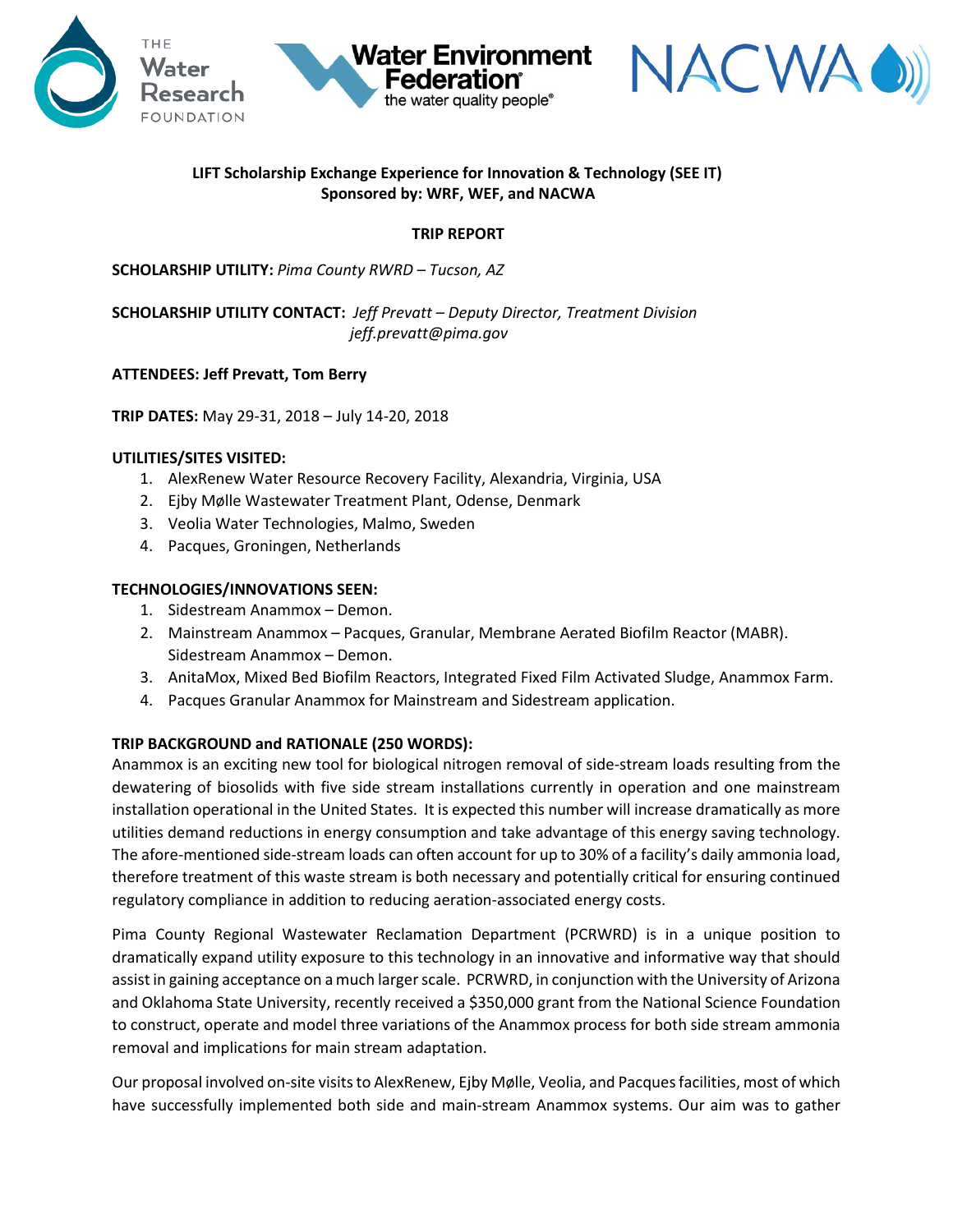**LIFT Scholarship Exchange Experience for Innovation & Technology (SEE IT)**
**Sponsored by: WRF, WEF, and NACWA**

**TRIP REPORT**

**SCHOLARSHIP UTILITY:** *Pima County RWRD – Tucson, AZ*

**SCHOLARSHIP UTILITY CONTACT:** *Jeff Prevatt – Deputy Director, Treatment Division*
*jeff.prevatt@pima.gov*

**ATTENDEES: Jeff Prevatt, Tom Berry**

**TRIP DATES:** May 29-31, 2018 – July 14-20, 2018

**UTILITIES/SITES VISITED:**

1. AlexRenew Water Resource Recovery Facility, Alexandria, Virginia, USA
2. Ejby Mølle Wastewater Treatment Plant, Odense, Denmark
3. Veolia Water Technologies, Malmo, Sweden
4. Pacques, Groningen, Netherlands

**TECHNOLOGIES/INNOVATIONS SEEN:**

1. Sidestream Anammox – Demon.
2. Mainstream Anammox – Pacques, Granular, Membrane Aerated Biofilm Reactor (MABR). Sidestream Anammox – Demon.
3. AnitaMox, Mixed Bed Biofilm Reactors, Integrated Fixed Film Activated Sludge, Anammox Farm.
4. Pacques Granular Anammox for Mainstream and Sidestream application.

**TRIP BACKGROUND and RATIONALE (250 WORDS):**

Anammox is an exciting new tool for biological nitrogen removal of side-stream loads resulting from the dewatering of biosolids with five side stream installations currently in operation and one mainstream installation operational in the United States. It is expected this number will increase dramatically as more utilities demand reductions in energy consumption and take advantage of this energy saving technology. The afore-mentioned side-stream loads can often account for up to 30% of a facility's daily ammonia load, therefore treatment of this waste stream is both necessary and potentially critical for ensuring continued regulatory compliance in addition to reducing aeration-associated energy costs.

Pima County Regional Wastewater Reclamation Department (PCRWRD) is in a unique position to dramatically expand utility exposure to this technology in an innovative and informative way that should assist in gaining acceptance on a much larger scale. PCRWRD, in conjunction with the University of Arizona and Oklahoma State University, recently received a $350,000 grant from the National Science Foundation to construct, operate and model three variations of the Anammox process for both side stream ammonia removal and implications for main stream adaptation.

Our proposal involved on-site visits to AlexRenew, Ejby Mølle, Veolia, and Pacques facilities, most of which have successfully implemented both side and main-stream Anammox systems. Our aim was to gather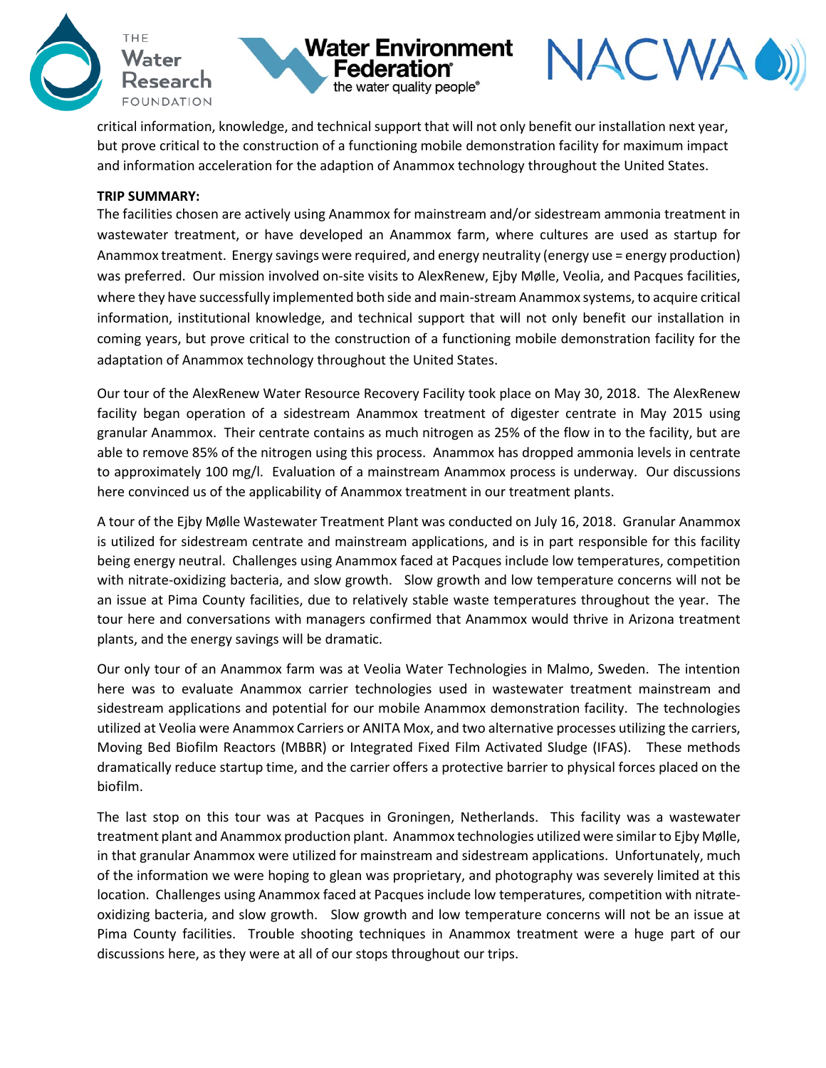critical information, knowledge, and technical support that will not only benefit our installation next year, but prove critical to the construction of a functioning mobile demonstration facility for maximum impact and information acceleration for the adaption of Anammox technology throughout the United States.

**TRIP SUMMARY:**

The facilities chosen are actively using Anammox for mainstream and/or sidestream ammonia treatment in wastewater treatment, or have developed an Anammox farm, where cultures are used as startup for Anammox treatment. Energy savings were required, and energy neutrality (energy use = energy production) was preferred. Our mission involved on-site visits to AlexRenew, Ejby Mølle, Veolia, and Pacques facilities, where they have successfully implemented both side and main-stream Anammox systems, to acquire critical information, institutional knowledge, and technical support that will not only benefit our installation in coming years, but prove critical to the construction of a functioning mobile demonstration facility for the adaptation of Anammox technology throughout the United States.

Our tour of the AlexRenew Water Resource Recovery Facility took place on May 30, 2018. The AlexRenew facility began operation of a sidestream Anammox treatment of digester centrate in May 2015 using granular Anammox. Their centrate contains as much nitrogen as 25% of the flow in to the facility, but are able to remove 85% of the nitrogen using this process. Anammox has dropped ammonia levels in centrate to approximately 100 mg/l. Evaluation of a mainstream Anammox process is underway. Our discussions here convinced us of the applicability of Anammox treatment in our treatment plants.

A tour of the Ejby Mølle Wastewater Treatment Plant was conducted on July 16, 2018. Granular Anammox is utilized for sidestream centrate and mainstream applications, and is in part responsible for this facility being energy neutral. Challenges using Anammox faced at Pacques include low temperatures, competition with nitrate-oxidizing bacteria, and slow growth. Slow growth and low temperature concerns will not be an issue at Pima County facilities, due to relatively stable waste temperatures throughout the year. The tour here and conversations with managers confirmed that Anammox would thrive in Arizona treatment plants, and the energy savings will be dramatic.

Our only tour of an Anammox farm was at Veolia Water Technologies in Malmo, Sweden. The intention here was to evaluate Anammox carrier technologies used in wastewater treatment mainstream and sidestream applications and potential for our mobile Anammox demonstration facility. The technologies utilized at Veolia were Anammox Carriers or ANITA Mox, and two alternative processes utilizing the carriers, Moving Bed Biofilm Reactors (MBBR) or Integrated Fixed Film Activated Sludge (IFAS). These methods dramatically reduce startup time, and the carrier offers a protective barrier to physical forces placed on the biofilm.

The last stop on this tour was at Pacques in Groningen, Netherlands. This facility was a wastewater treatment plant and Anammox production plant. Anammox technologies utilized were similar to Ejby Mølle, in that granular Anammox were utilized for mainstream and sidestream applications. Unfortunately, much of the information we were hoping to glean was proprietary, and photography was severely limited at this location. Challenges using Anammox faced at Pacques include low temperatures, competition with nitrate-oxidizing bacteria, and slow growth. Slow growth and low temperature concerns will not be an issue at Pima County facilities. Trouble shooting techniques in Anammox treatment were a huge part of our discussions here, as they were at all of our stops throughout our trips.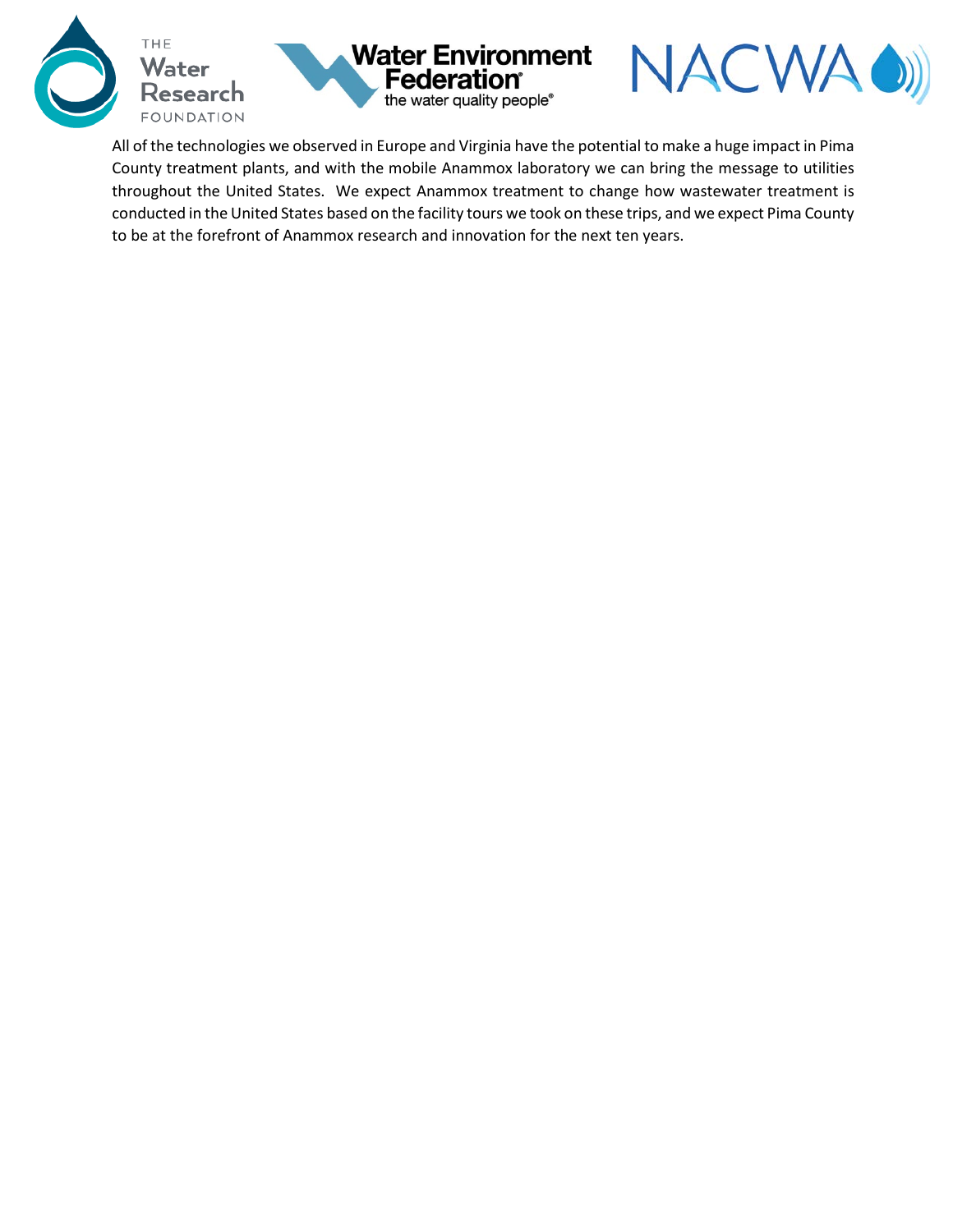All of the technologies we observed in Europe and Virginia have the potential to make a huge impact in Pima County treatment plants, and with the mobile Anammox laboratory we can bring the message to utilities throughout the United States. We expect Anammox treatment to change how wastewater treatment is conducted in the United States based on the facility tours we took on these trips, and we expect Pima County to be at the forefront of Anammox research and innovation for the next ten years.